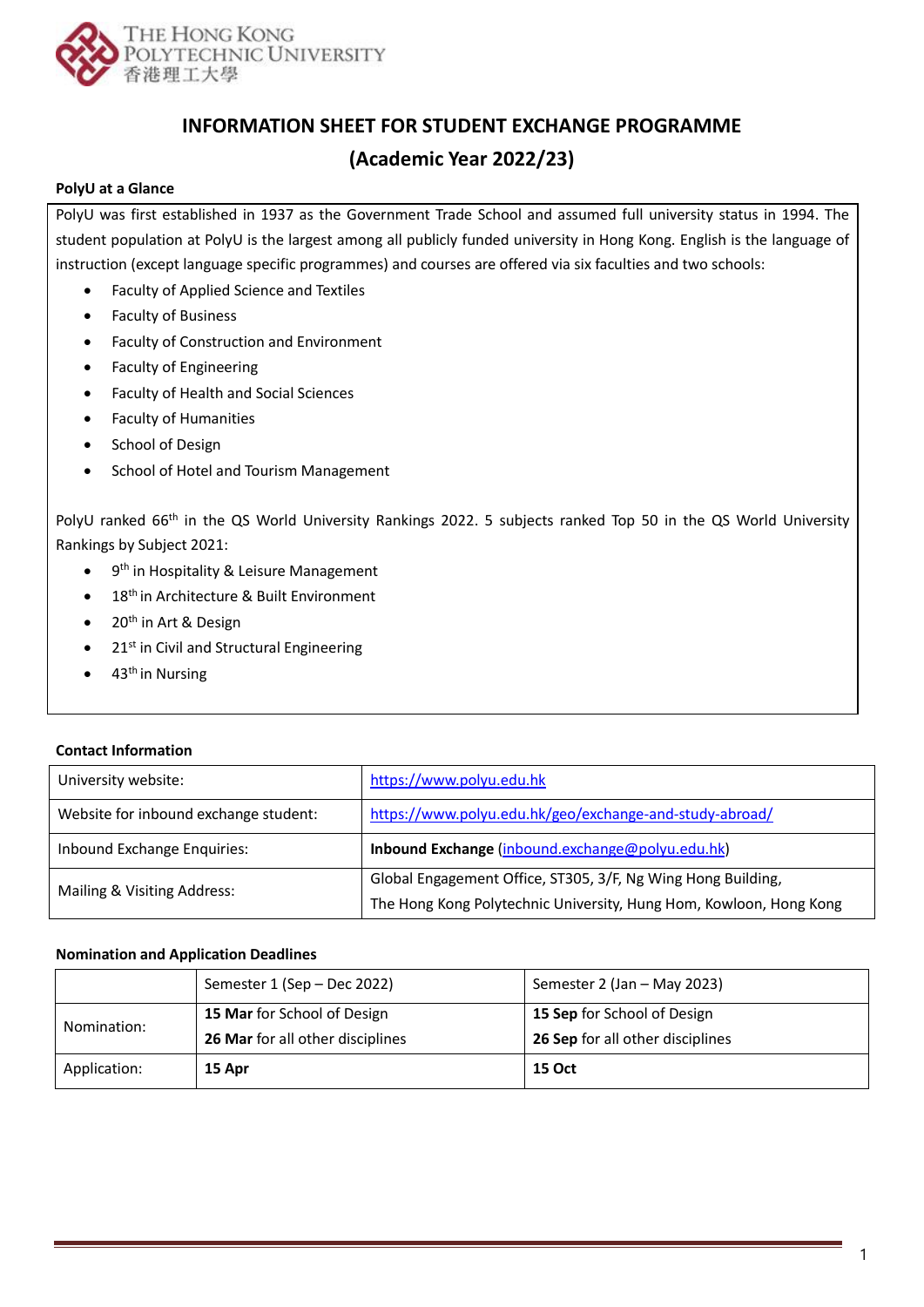THE HONG KONG POLYTECHNIC UNIVERSITY
香港理工大學

# INFORMATION SHEET FOR STUDENT EXCHANGE PROGRAMME
# (Academic Year 2022/23)

**PolyU at a Glance**

PolyU was first established in 1937 as the Government Trade School and assumed full university status in 1994. The student population at PolyU is the largest among all publicly funded university in Hong Kong. English is the language of instruction (except language specific programmes) and courses are offered via six faculties and two schools:

- Faculty of Applied Science and Textiles
- Faculty of Business
- Faculty of Construction and Environment
- Faculty of Engineering
- Faculty of Health and Social Sciences
- Faculty of Humanities
- School of Design
- School of Hotel and Tourism Management

PolyU ranked 66th in the QS World University Rankings 2022. 5 subjects ranked Top 50 in the QS World University Rankings by Subject 2021:

- 9th in Hospitality & Leisure Management
- 18th in Architecture & Built Environment
- 20th in Art & Design
- 21st in Civil and Structural Engineering
- 43th in Nursing

**Contact Information**

| | |
|---|---|
| University website: | https://www.polyu.edu.hk |
| Website for inbound exchange student: | https://www.polyu.edu.hk/geo/exchange-and-study-abroad/ |
| Inbound Exchange Enquiries: | **Inbound Exchange** (inbound.exchange@polyu.edu.hk) |
| Mailing & Visiting Address: | Global Engagement Office, ST305, 3/F, Ng Wing Hong Building, The Hong Kong Polytechnic University, Hung Hom, Kowloon, Hong Kong |

**Nomination and Application Deadlines**

| | Semester 1 (Sep – Dec 2022) | Semester 2 (Jan – May 2023) |
|---|---|---|
| Nomination: | **15 Mar** for School of Design<br>**26 Mar** for all other disciplines | **15 Sep** for School of Design<br>**26 Sep** for all other disciplines |
| Application: | **15 Apr** | **15 Oct** |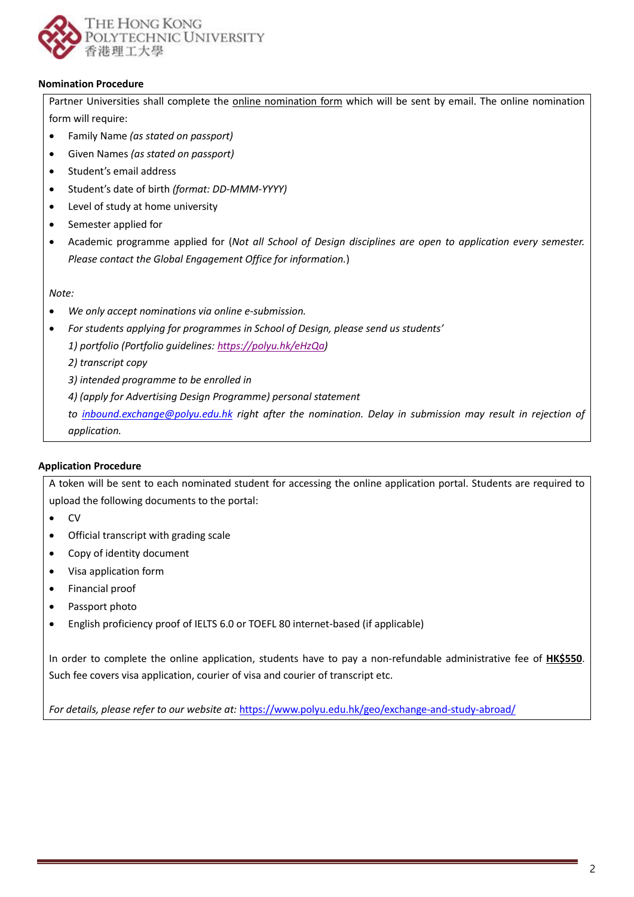**Nomination Procedure**

Partner Universities shall complete the online nomination form which will be sent by email. The online nomination form will require:

- Family Name *(as stated on passport)*
- Given Names *(as stated on passport)*
- Student's email address
- Student's date of birth *(format: DD-MMM-YYYY)*
- Level of study at home university
- Semester applied for
- Academic programme applied for (*Not all School of Design disciplines are open to application every semester. Please contact the Global Engagement Office for information.*)

*Note:*

- *We only accept nominations via online e-submission.*
- *For students applying for programmes in School of Design, please send us students'*
  *1) portfolio (Portfolio guidelines: https://polyu.hk/eHzQa)*
  *2) transcript copy*
  *3) intended programme to be enrolled in*
  *4) (apply for Advertising Design Programme) personal statement*
  *to inbound.exchange@polyu.edu.hk right after the nomination. Delay in submission may result in rejection of application.*

**Application Procedure**

A token will be sent to each nominated student for accessing the online application portal. Students are required to upload the following documents to the portal:

- CV
- Official transcript with grading scale
- Copy of identity document
- Visa application form
- Financial proof
- Passport photo
- English proficiency proof of IELTS 6.0 or TOEFL 80 internet-based (if applicable)

In order to complete the online application, students have to pay a non-refundable administrative fee of **HK$550**. Such fee covers visa application, courier of visa and courier of transcript etc.

*For details, please refer to our website at:* https://www.polyu.edu.hk/geo/exchange-and-study-abroad/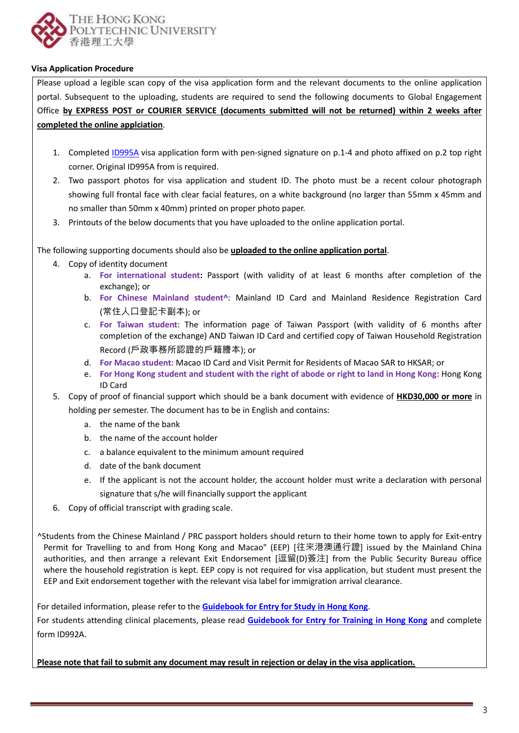**Visa Application Procedure**

Please upload a legible scan copy of the visa application form and the relevant documents to the online application portal. Subsequent to the uploading, students are required to send the following documents to Global Engagement Office **by EXPRESS POST or COURIER SERVICE (documents submitted will not be returned) within 2 weeks after completed the online applciation**.

1. Completed ID995A visa application form with pen-signed signature on p.1-4 and photo affixed on p.2 top right corner. Original ID995A from is required.
2. Two passport photos for visa application and student ID. The photo must be a recent colour photograph showing full frontal face with clear facial features, on a white background (no larger than 55mm x 45mm and no smaller than 50mm x 40mm) printed on proper photo paper.
3. Printouts of the below documents that you have uploaded to the online application portal.

The following supporting documents should also be **uploaded to the online application portal**.

4. Copy of identity document
    a. **For international student:** Passport (with validity of at least 6 months after completion of the exchange); or
    b. **For Chinese Mainland student^**: Mainland ID Card and Mainland Residence Registration Card (常住人口登記卡副本); or
    c. **For Taiwan student**: The information page of Taiwan Passport (with validity of 6 months after completion of the exchange) AND Taiwan ID Card and certified copy of Taiwan Household Registration Record (戶政事務所認證的戶籍謄本); or
    d. **For Macao student:** Macao ID Card and Visit Permit for Residents of Macao SAR to HKSAR; or
    e. **For Hong Kong student and student with the right of abode or right to land in Hong Kong:** Hong Kong ID Card
5. Copy of proof of financial support which should be a bank document with evidence of **HKD30,000 or more** in holding per semester. The document has to be in English and contains:
    a. the name of the bank
    b. the name of the account holder
    c. a balance equivalent to the minimum amount required
    d. date of the bank document
    e. If the applicant is not the account holder, the account holder must write a declaration with personal signature that s/he will financially support the applicant
6. Copy of official transcript with grading scale.

^Students from the Chinese Mainland / PRC passport holders should return to their home town to apply for Exit-entry Permit for Travelling to and from Hong Kong and Macao" (EEP) [往来港澳通行證] issued by the Mainland China authorities, and then arrange a relevant Exit Endorsement [逗留(D)簽注] from the Public Security Bureau office where the household registration is kept. EEP copy is not required for visa application, but student must present the EEP and Exit endorsement together with the relevant visa label for immigration arrival clearance.

For detailed information, please refer to the **Guidebook for Entry for Study in Hong Kong**.

For students attending clinical placements, please read **Guidebook for Entry for Training in Hong Kong** and complete form ID992A.

**Please note that fail to submit any document may result in rejection or delay in the visa application.**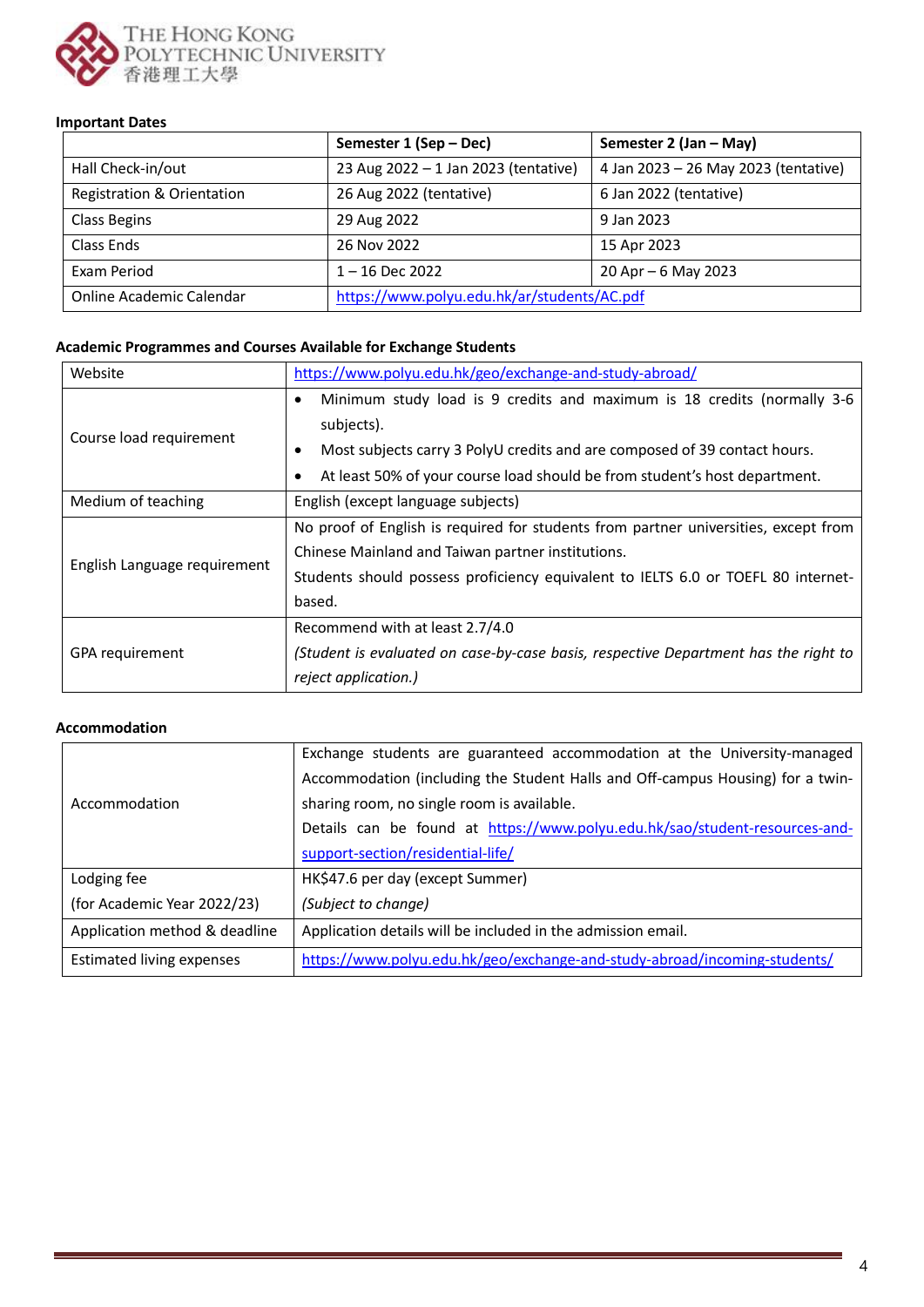**Important Dates**

| | Semester 1 (Sep – Dec) | Semester 2 (Jan – May) |
|---|---|---|
| Hall Check-in/out | 23 Aug 2022 – 1 Jan 2023 (tentative) | 4 Jan 2023 – 26 May 2023 (tentative) |
| Registration & Orientation | 26 Aug 2022 (tentative) | 6 Jan 2022 (tentative) |
| Class Begins | 29 Aug 2022 | 9 Jan 2023 |
| Class Ends | 26 Nov 2022 | 15 Apr 2023 |
| Exam Period | 1 – 16 Dec 2022 | 20 Apr – 6 May 2023 |
| Online Academic Calendar | https://www.polyu.edu.hk/ar/students/AC.pdf | |

**Academic Programmes and Courses Available for Exchange Students**

| | |
|---|---|
| Website | https://www.polyu.edu.hk/geo/exchange-and-study-abroad/ |
| Course load requirement | • Minimum study load is 9 credits and maximum is 18 credits (normally 3-6 subjects).<br>• Most subjects carry 3 PolyU credits and are composed of 39 contact hours.<br>• At least 50% of your course load should be from student's host department. |
| Medium of teaching | English (except language subjects) |
| English Language requirement | No proof of English is required for students from partner universities, except from Chinese Mainland and Taiwan partner institutions.<br>Students should possess proficiency equivalent to IELTS 6.0 or TOEFL 80 internet-based. |
| GPA requirement | Recommend with at least 2.7/4.0<br>*(Student is evaluated on case-by-case basis, respective Department has the right to reject application.)* |

**Accommodation**

| | |
|---|---|
| Accommodation | Exchange students are guaranteed accommodation at the University-managed Accommodation (including the Student Halls and Off-campus Housing) for a twin-sharing room, no single room is available.<br>Details can be found at https://www.polyu.edu.hk/sao/student-resources-and-support-section/residential-life/ |
| Lodging fee<br>(for Academic Year 2022/23) | HK$47.6 per day (except Summer)<br>*(Subject to change)* |
| Application method & deadline | Application details will be included in the admission email. |
| Estimated living expenses | https://www.polyu.edu.hk/geo/exchange-and-study-abroad/incoming-students/ |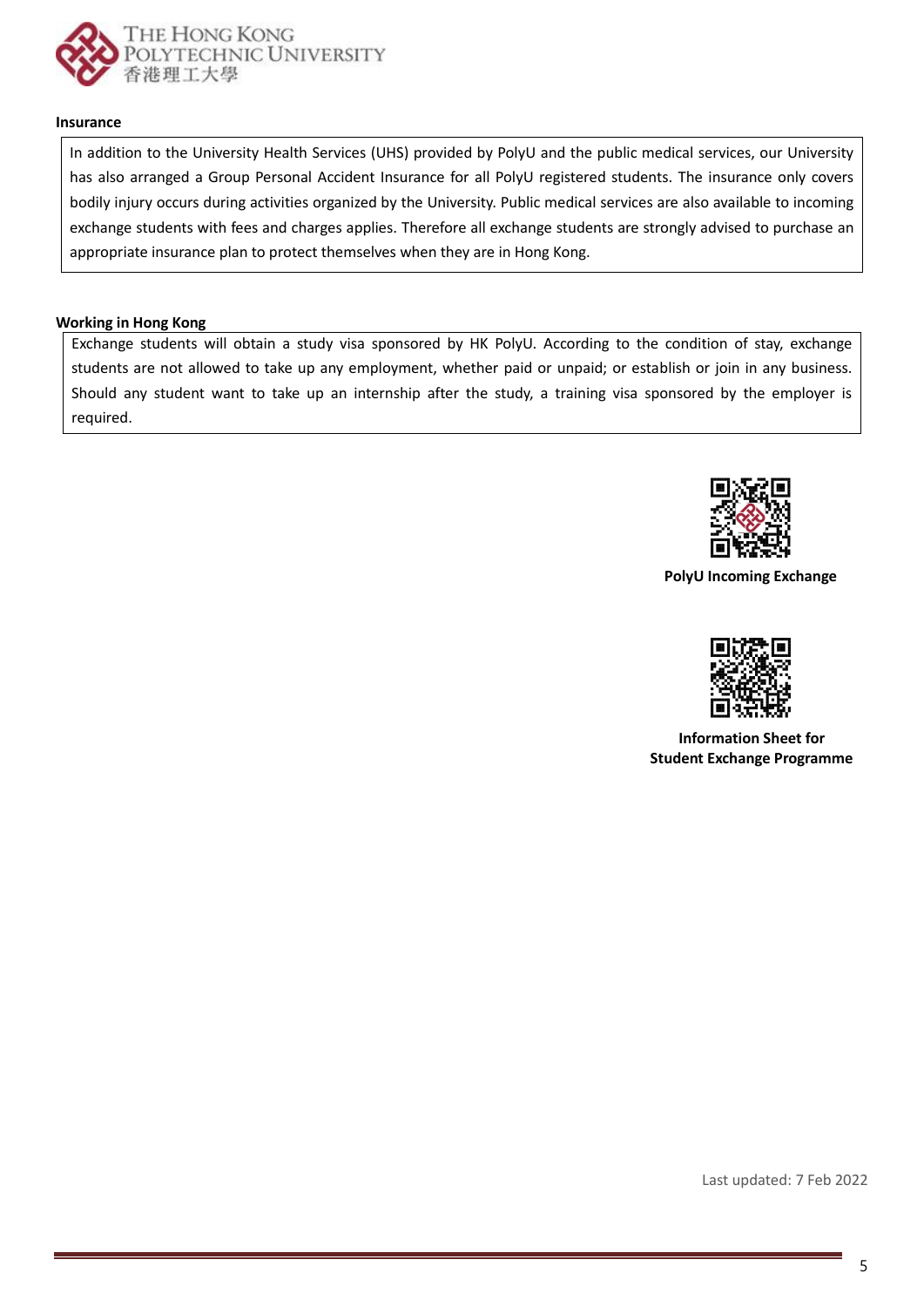**Insurance**

In addition to the University Health Services (UHS) provided by PolyU and the public medical services, our University has also arranged a Group Personal Accident Insurance for all PolyU registered students. The insurance only covers bodily injury occurs during activities organized by the University. Public medical services are also available to incoming exchange students with fees and charges applies. Therefore all exchange students are strongly advised to purchase an appropriate insurance plan to protect themselves when they are in Hong Kong.

**Working in Hong Kong**

Exchange students will obtain a study visa sponsored by HK PolyU. According to the condition of stay, exchange students are not allowed to take up any employment, whether paid or unpaid; or establish or join in any business. Should any student want to take up an internship after the study, a training visa sponsored by the employer is required.

**PolyU Incoming Exchange**

**Information Sheet for Student Exchange Programme**

Last updated: 7 Feb 2022